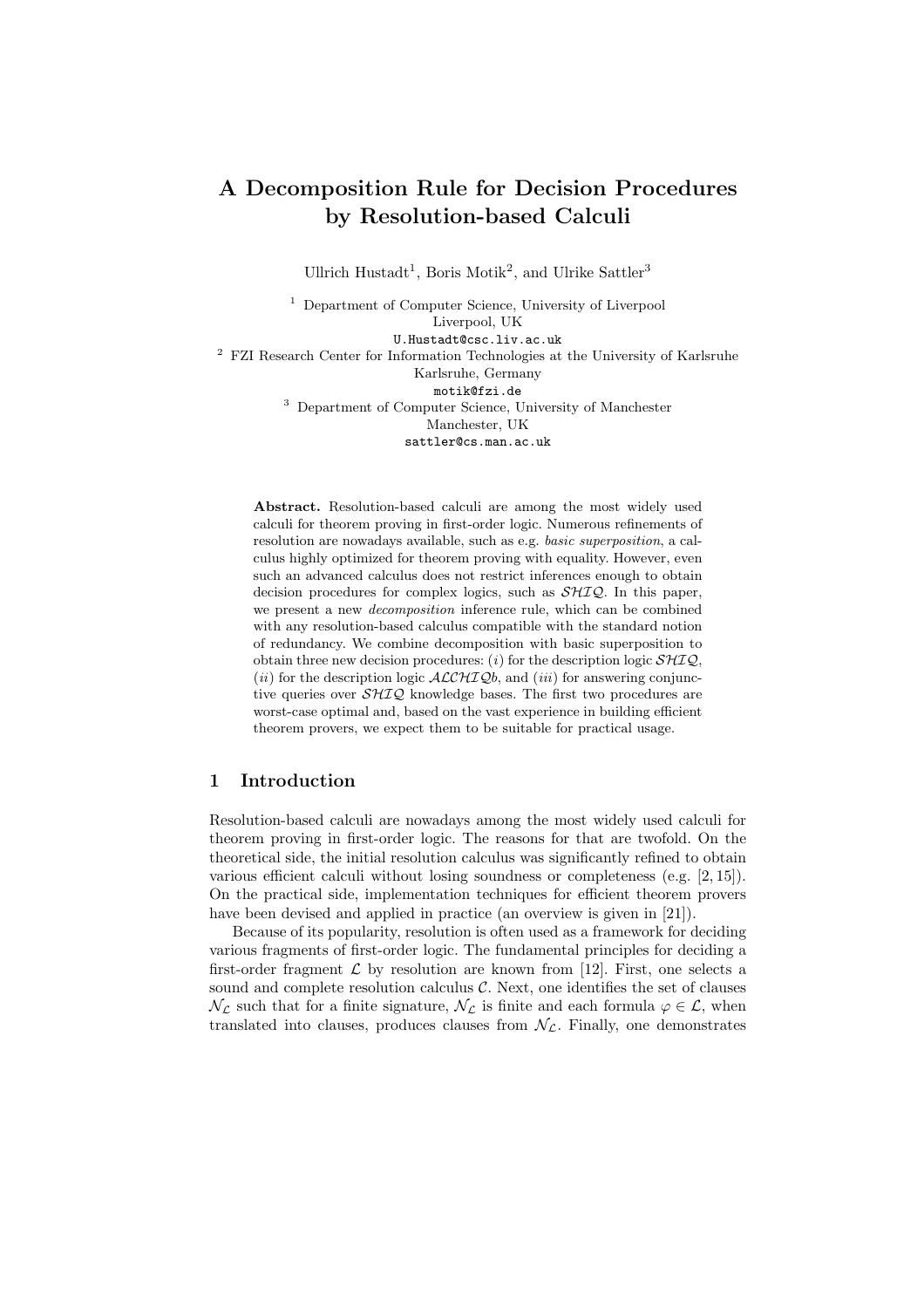# A Decomposition Rule for Decision Procedures by Resolution-based Calculi

Ullrich Hustadt[1], Boris Motik[2], and Ulrike Sattler[3]

[1] Department of Computer Science, University of Liverpool
Liverpool, UK
U.Hustadt@csc.liv.ac.uk

[2] FZI Research Center for Information Technologies at the University of Karlsruhe
Karlsruhe, Germany
motik@fzi.de

[3] Department of Computer Science, University of Manchester
Manchester, UK
sattler@cs.man.ac.uk

**Abstract.** Resolution-based calculi are among the most widely used calculi for theorem proving in first-order logic. Numerous refinements of resolution are nowadays available, such as e.g. *basic superposition*, a calculus highly optimized for theorem proving with equality. However, even such an advanced calculus does not restrict inferences enough to obtain decision procedures for complex logics, such as $\mathcal{SHIQ}$. In this paper, we present a new *decomposition* inference rule, which can be combined with any resolution-based calculus compatible with the standard notion of redundancy. We combine decomposition with basic superposition to obtain three new decision procedures: (*i*) for the description logic $\mathcal{SHIQ}$, (*ii*) for the description logic $\mathcal{ALCHIQ}b$, and (*iii*) for answering conjunctive queries over $\mathcal{SHIQ}$ knowledge bases. The first two procedures are worst-case optimal and, based on the vast experience in building efficient theorem provers, we expect them to be suitable for practical usage.

## 1 Introduction

Resolution-based calculi are nowadays among the most widely used calculi for theorem proving in first-order logic. The reasons for that are twofold. On the theoretical side, the initial resolution calculus was significantly refined to obtain various efficient calculi without losing soundness or completeness (e.g. [2, 15]). On the practical side, implementation techniques for efficient theorem provers have been devised and applied in practice (an overview is given in [21]).

Because of its popularity, resolution is often used as a framework for deciding various fragments of first-order logic. The fundamental principles for deciding a first-order fragment $\mathcal{L}$ by resolution are known from [12]. First, one selects a sound and complete resolution calculus $\mathcal{C}$. Next, one identifies the set of clauses $\mathcal{N}_{\mathcal{L}}$ such that for a finite signature, $\mathcal{N}_{\mathcal{L}}$ is finite and each formula $\varphi \in \mathcal{L}$, when translated into clauses, produces clauses from $\mathcal{N}_{\mathcal{L}}$. Finally, one demonstrates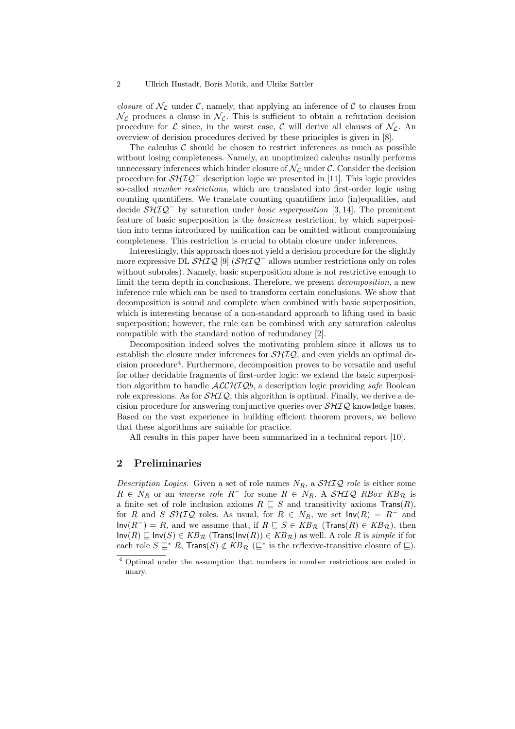*closure* of $\mathcal{N}_\mathcal{L}$ under $\mathcal{C}$, namely, that applying an inference of $\mathcal{C}$ to clauses from $\mathcal{N}_\mathcal{L}$ produces a clause in $\mathcal{N}_\mathcal{L}$. This is sufficient to obtain a refutation decision procedure for $\mathcal{L}$ since, in the worst case, $\mathcal{C}$ will derive all clauses of $\mathcal{N}_\mathcal{L}$. An overview of decision procedures derived by these principles is given in [8].

The calculus $\mathcal{C}$ should be chosen to restrict inferences as much as possible without losing completeness. Namely, an unoptimized calculus usually performs unnecessary inferences which hinder closure of $\mathcal{N}_\mathcal{L}$ under $\mathcal{C}$. Consider the decision procedure for $\mathcal{SHIQ}^-$ description logic we presented in [11]. This logic provides so-called *number restrictions*, which are translated into first-order logic using counting quantifiers. We translate counting quantifiers into (in)equalities, and decide $\mathcal{SHIQ}^-$ by saturation under *basic superposition* [3, 14]. The prominent feature of basic superposition is the *basicness* restriction, by which superposition into terms introduced by unification can be omitted without compromising completeness. This restriction is crucial to obtain closure under inferences.

Interestingly, this approach does not yield a decision procedure for the slightly more expressive DL $\mathcal{SHIQ}$ [9] ($\mathcal{SHIQ}^-$ allows number restrictions only on roles without subroles). Namely, basic superposition alone is not restrictive enough to limit the term depth in conclusions. Therefore, we present *decomposition*, a new inference rule which can be used to transform certain conclusions. We show that decomposition is sound and complete when combined with basic superposition, which is interesting because of a non-standard approach to lifting used in basic superposition; however, the rule can be combined with any saturation calculus compatible with the standard notion of redundancy [2].

Decomposition indeed solves the motivating problem since it allows us to establish the closure under inferences for $\mathcal{SHIQ}$, and even yields an optimal decision procedure[4]. Furthermore, decomposition proves to be versatile and useful for other decidable fragments of first-order logic: we extend the basic superposition algorithm to handle $\mathcal{ALCHIQ}b$, a description logic providing *safe* Boolean role expressions. As for $\mathcal{SHIQ}$, this algorithm is optimal. Finally, we derive a decision procedure for answering conjunctive queries over $\mathcal{SHIQ}$ knowledge bases. Based on the vast experience in building efficient theorem provers, we believe that these algorithms are suitable for practice.

All results in this paper have been summarized in a technical report [10].

## 2 Preliminaries

*Description Logics.* Given a set of role names $N_R$, a $\mathcal{SHIQ}$ *role* is either some $R \in N_R$ or an *inverse role* $R^-$ for some $R \in N_R$. A $\mathcal{SHIQ}$ *RBox* $KB_\mathcal{R}$ is a finite set of role inclusion axioms $R \sqsubseteq S$ and transitivity axioms $\mathsf{Trans}(R)$, for $R$ and $S$ $\mathcal{SHIQ}$ roles. As usual, for $R \in N_R$, we set $\mathsf{Inv}(R) = R^-$ and $\mathsf{Inv}(R^-) = R$, and we assume that, if $R \sqsubseteq S \in KB_\mathcal{R}$ ($\mathsf{Trans}(R) \in KB_\mathcal{R}$), then $\mathsf{Inv}(R) \sqsubseteq \mathsf{Inv}(S) \in KB_\mathcal{R}$ ($\mathsf{Trans}(\mathsf{Inv}(R)) \in KB_\mathcal{R}$) as well. A role $R$ is *simple* if for each role $S \sqsubseteq^* R$, $\mathsf{Trans}(S) \notin KB_\mathcal{R}$ ($\sqsubseteq^*$ is the reflexive-transitive closure of $\sqsubseteq$).

[4] Optimal under the assumption that numbers in number restrictions are coded in unary.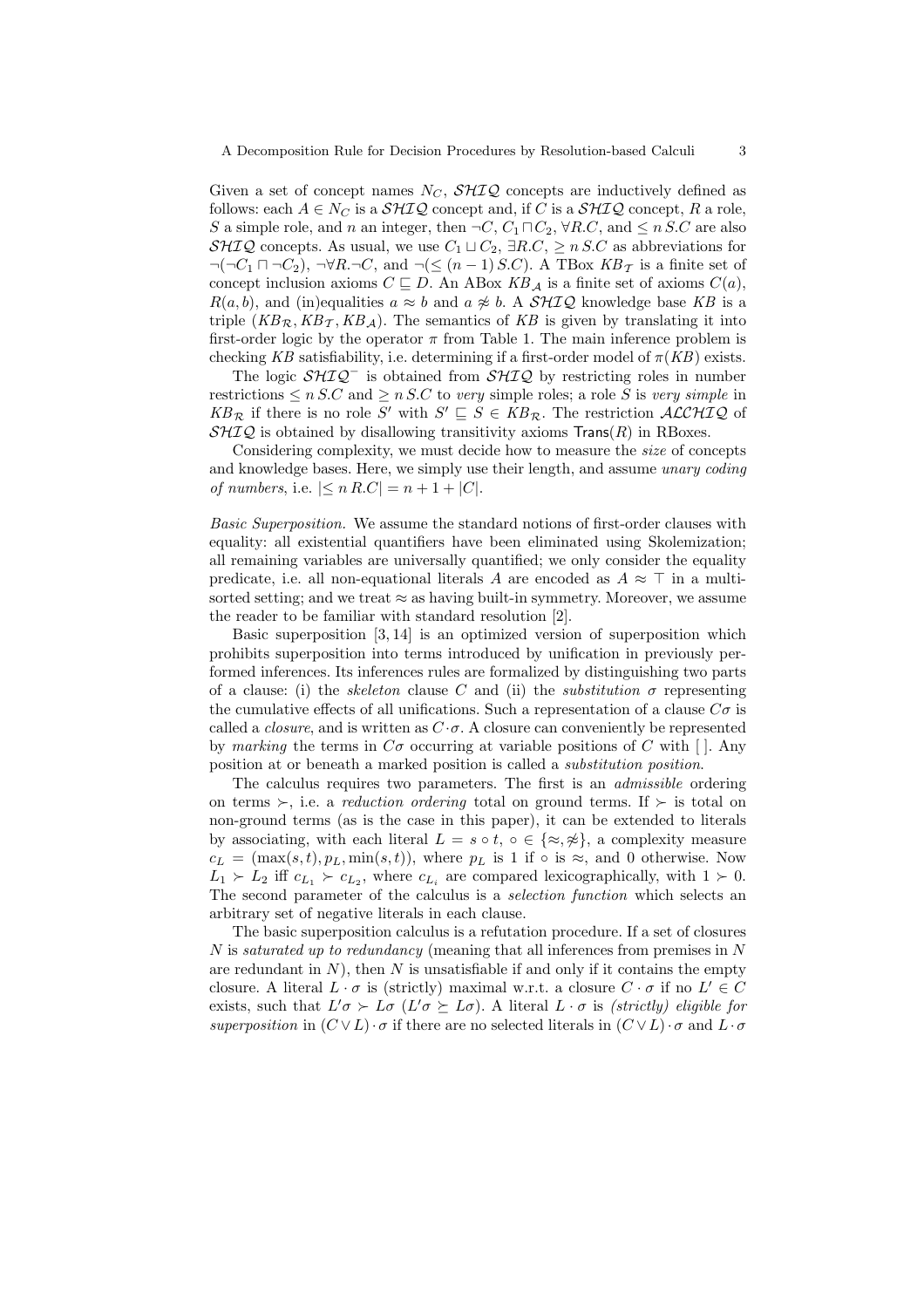Given a set of concept names $N_C$, $\mathcal{SHIQ}$ concepts are inductively defined as follows: each $A \in N_C$ is a $\mathcal{SHIQ}$ concept and, if $C$ is a $\mathcal{SHIQ}$ concept, $R$ a role, $S$ a simple role, and $n$ an integer, then $\neg C$, $C_1 \sqcap C_2$, $\forall R.C$, and $\leq n\, S.C$ are also $\mathcal{SHIQ}$ concepts. As usual, we use $C_1 \sqcup C_2$, $\exists R.C$, $\geq n\, S.C$ as abbreviations for $\neg(\neg C_1 \sqcap \neg C_2)$, $\neg \forall R.\neg C$, and $\neg(\leq (n-1)\, S.C)$. A TBox $KB_\mathcal{T}$ is a finite set of concept inclusion axioms $C \sqsubseteq D$. An ABox $KB_\mathcal{A}$ is a finite set of axioms $C(a)$, $R(a,b)$, and (in)equalities $a \approx b$ and $a \not\approx b$. A $\mathcal{SHIQ}$ knowledge base $KB$ is a triple $(KB_\mathcal{R}, KB_\mathcal{T}, KB_\mathcal{A})$. The semantics of $KB$ is given by translating it into first-order logic by the operator $\pi$ from Table 1. The main inference problem is checking $KB$ satisfiability, i.e. determining if a first-order model of $\pi(KB)$ exists.

The logic $\mathcal{SHIQ}^-$ is obtained from $\mathcal{SHIQ}$ by restricting roles in number restrictions $\leq n\, S.C$ and $\geq n\, S.C$ to *very* simple roles; a role $S$ is *very simple* in $KB_\mathcal{R}$ if there is no role $S'$ with $S' \sqsubseteq S \in KB_\mathcal{R}$. The restriction $\mathcal{ALCHIQ}$ of $\mathcal{SHIQ}$ is obtained by disallowing transitivity axioms $\mathsf{Trans}(R)$ in RBoxes.

Considering complexity, we must decide how to measure the *size* of concepts and knowledge bases. Here, we simply use their length, and assume *unary coding of numbers*, i.e. $|\leq n\, R.C| = n + 1 + |C|$.

*Basic Superposition.* We assume the standard notions of first-order clauses with equality: all existential quantifiers have been eliminated using Skolemization; all remaining variables are universally quantified; we only consider the equality predicate, i.e. all non-equational literals $A$ are encoded as $A \approx \top$ in a multi-sorted setting; and we treat $\approx$ as having built-in symmetry. Moreover, we assume the reader to be familiar with standard resolution [2].

Basic superposition [3, 14] is an optimized version of superposition which prohibits superposition into terms introduced by unification in previously performed inferences. Its inferences rules are formalized by distinguishing two parts of a clause: (i) the *skeleton* clause $C$ and (ii) the *substitution* $\sigma$ representing the cumulative effects of all unifications. Such a representation of a clause $C\sigma$ is called a *closure*, and is written as $C \cdot \sigma$. A closure can conveniently be represented by *marking* the terms in $C\sigma$ occurring at variable positions of $C$ with [ ]. Any position at or beneath a marked position is called a *substitution position*.

The calculus requires two parameters. The first is an *admissible* ordering on terms $\succ$, i.e. a *reduction ordering* total on ground terms. If $\succ$ is total on non-ground terms (as is the case in this paper), it can be extended to literals by associating, with each literal $L = s \circ t$, $\circ \in \{\approx, \not\approx\}$, a complexity measure $c_L = (\max(s,t), p_L, \min(s,t))$, where $p_L$ is 1 if $\circ$ is $\approx$, and 0 otherwise. Now $L_1 \succ L_2$ iff $c_{L_1} \succ c_{L_2}$, where $c_{L_i}$ are compared lexicographically, with $1 \succ 0$. The second parameter of the calculus is a *selection function* which selects an arbitrary set of negative literals in each clause.

The basic superposition calculus is a refutation procedure. If a set of closures $N$ is *saturated up to redundancy* (meaning that all inferences from premises in $N$ are redundant in $N$), then $N$ is unsatisfiable if and only if it contains the empty closure. A literal $L \cdot \sigma$ is (strictly) maximal w.r.t. a closure $C \cdot \sigma$ if no $L' \in C$ exists, such that $L'\sigma \succ L\sigma$ ($L'\sigma \succeq L\sigma$). A literal $L \cdot \sigma$ is *(strictly) eligible for superposition* in $(C \vee L) \cdot \sigma$ if there are no selected literals in $(C \vee L) \cdot \sigma$ and $L \cdot \sigma$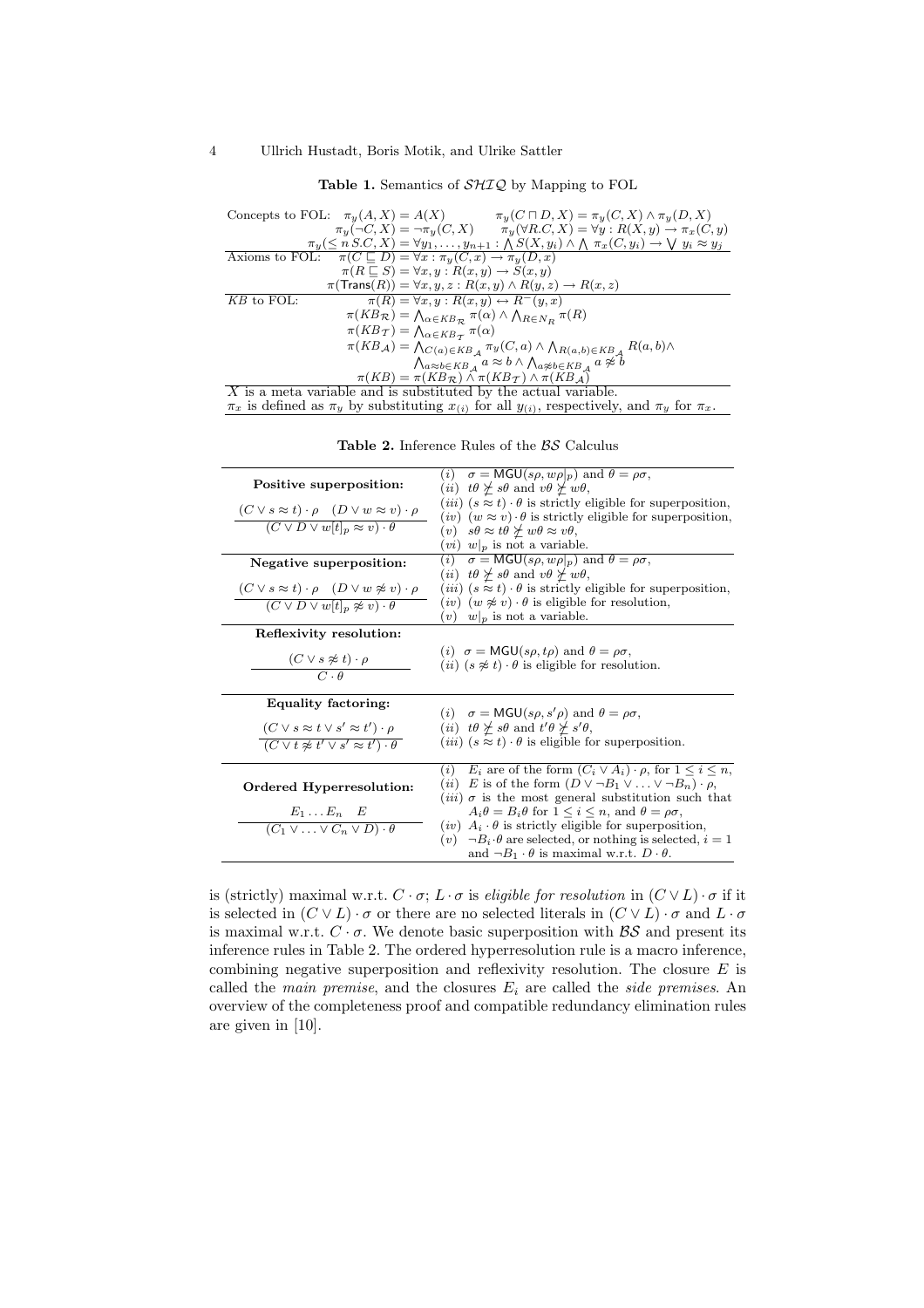**Table 1.** Semantics of $\mathcal{SHIQ}$ by Mapping to FOL

| | |
|---|---|
| Concepts to FOL: | $\pi_y(A, X) = A(X)$ $\quad$ $\pi_y(C \sqcap D, X) = \pi_y(C, X) \wedge \pi_y(D, X)$ |
| | $\pi_y(\neg C, X) = \neg \pi_y(C, X)$ $\quad$ $\pi_y(\forall R.C, X) = \forall y : R(X, y) \rightarrow \pi_x(C, y)$ |
| | $\pi_y(\leq n\, S.C, X) = \forall y_1, \ldots, y_{n+1} : \bigwedge S(X, y_i) \wedge \bigwedge \pi_x(C, y_i) \rightarrow \bigvee y_i \approx y_j$ |
| Axioms to FOL: | $\pi(C \sqsubseteq D) = \forall x : \pi_y(C, x) \rightarrow \pi_y(D, x)$ |
| | $\pi(R \sqsubseteq S) = \forall x, y : R(x, y) \rightarrow S(x, y)$ |
| | $\pi(\mathsf{Trans}(R)) = \forall x, y, z : R(x, y) \wedge R(y, z) \rightarrow R(x, z)$ |
| $KB$ to FOL: | $\pi(R) = \forall x, y : R(x, y) \leftrightarrow R^-(y, x)$ |
| | $\pi(KB_{\mathcal{R}}) = \bigwedge_{\alpha \in KB_{\mathcal{R}}} \pi(\alpha) \wedge \bigwedge_{R \in N_R} \pi(R)$ |
| | $\pi(KB_{\mathcal{T}}) = \bigwedge_{\alpha \in KB_{\mathcal{T}}} \pi(\alpha)$ |
| | $\pi(KB_{\mathcal{A}}) = \bigwedge_{C(a) \in KB_{\mathcal{A}}} \pi_y(C, a) \wedge \bigwedge_{R(a,b) \in KB_{\mathcal{A}}} R(a, b) \wedge$ $\bigwedge_{a \approx b \in KB_{\mathcal{A}}} a \approx b \wedge \bigwedge_{a \not\approx b \in KB_{\mathcal{A}}} a \not\approx b$ |
| | $\pi(KB) = \pi(KB_{\mathcal{R}}) \wedge \pi(KB_{\mathcal{T}}) \wedge \pi(KB_{\mathcal{A}})$ |

$X$ is a meta variable and is substituted by the actual variable.
$\pi_x$ is defined as $\pi_y$ by substituting $x_{(i)}$ for all $y_{(i)}$, respectively, and $\pi_y$ for $\pi_x$.

**Table 2.** Inference Rules of the $\mathcal{BS}$ Calculus

| Rule | Conditions |
|---|---|
| **Positive superposition:** $\dfrac{(C \vee s \approx t) \cdot \rho \quad (D \vee w \approx v) \cdot \rho}{(C \vee D \vee w[t]_p \approx v) \cdot \theta}$ | $(i)$ $\sigma = \mathsf{MGU}(s\rho, w\rho\|_p)$ and $\theta = \rho\sigma$, $(ii)$ $t\theta \not\succeq s\theta$ and $v\theta \not\succeq w\theta$, $(iii)$ $(s \approx t) \cdot \theta$ is strictly eligible for superposition, $(iv)$ $(w \approx v) \cdot \theta$ is strictly eligible for superposition, $(v)$ $s\theta \approx t\theta \not\succeq w\theta \approx v\theta$, $(vi)$ $w\|_p$ is not a variable. |
| **Negative superposition:** $\dfrac{(C \vee s \approx t) \cdot \rho \quad (D \vee w \not\approx v) \cdot \rho}{(C \vee D \vee w[t]_p \not\approx v) \cdot \theta}$ | $(i)$ $\sigma = \mathsf{MGU}(s\rho, w\rho\|_p)$ and $\theta = \rho\sigma$, $(ii)$ $t\theta \not\succeq s\theta$ and $v\theta \not\succeq w\theta$, $(iii)$ $(s \approx t) \cdot \theta$ is strictly eligible for superposition, $(iv)$ $(w \not\approx v) \cdot \theta$ is eligible for resolution, $(v)$ $w\|_p$ is not a variable. |
| **Reflexivity resolution:** $\dfrac{(C \vee s \not\approx t) \cdot \rho}{C \cdot \theta}$ | $(i)$ $\sigma = \mathsf{MGU}(s\rho, t\rho)$ and $\theta = \rho\sigma$, $(ii)$ $(s \not\approx t) \cdot \theta$ is eligible for resolution. |
| **Equality factoring:** $\dfrac{(C \vee s \approx t \vee s' \approx t') \cdot \rho}{(C \vee t \not\approx t' \vee s' \approx t') \cdot \theta}$ | $(i)$ $\sigma = \mathsf{MGU}(s\rho, s'\rho)$ and $\theta = \rho\sigma$, $(ii)$ $t\theta \not\succeq s\theta$ and $t'\theta \not\succeq s'\theta$, $(iii)$ $(s \approx t) \cdot \theta$ is eligible for superposition. |
| **Ordered Hyperresolution:** $\dfrac{E_1 \ldots E_n \quad E}{(C_1 \vee \ldots \vee C_n \vee D) \cdot \theta}$ | $(i)$ $E_i$ are of the form $(C_i \vee A_i) \cdot \rho$, for $1 \leq i \leq n$, $(ii)$ $E$ is of the form $(D \vee \neg B_1 \vee \ldots \vee \neg B_n) \cdot \rho$, $(iii)$ $\sigma$ is the most general substitution such that $A_i\theta = B_i\theta$ for $1 \leq i \leq n$, and $\theta = \rho\sigma$, $(iv)$ $A_i \cdot \theta$ is strictly eligible for superposition, $(v)$ $\neg B_i \cdot \theta$ are selected, or nothing is selected, $i = 1$ and $\neg B_1 \cdot \theta$ is maximal w.r.t. $D \cdot \theta$. |

is (strictly) maximal w.r.t. $C \cdot \sigma$; $L \cdot \sigma$ is *eligible for resolution* in $(C \vee L) \cdot \sigma$ if it is selected in $(C \vee L) \cdot \sigma$ or there are no selected literals in $(C \vee L) \cdot \sigma$ and $L \cdot \sigma$ is maximal w.r.t. $C \cdot \sigma$. We denote basic superposition with $\mathcal{BS}$ and present its inference rules in Table 2. The ordered hyperresolution rule is a macro inference, combining negative superposition and reflexivity resolution. The closure $E$ is called the *main premise*, and the closures $E_i$ are called the *side premises*. An overview of the completeness proof and compatible redundancy elimination rules are given in [10].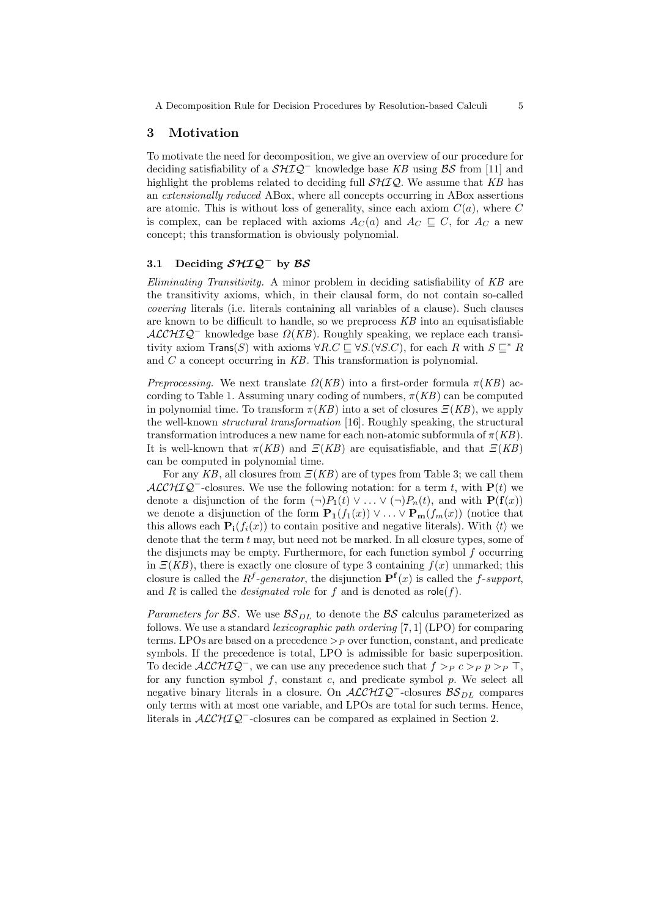## 3 Motivation

To motivate the need for decomposition, we give an overview of our procedure for deciding satisfiability of a $\mathcal{SHIQ}^-$ knowledge base $KB$ using $\mathcal{BS}$ from [11] and highlight the problems related to deciding full $\mathcal{SHIQ}$. We assume that $KB$ has an *extensionally reduced* ABox, where all concepts occurring in ABox assertions are atomic. This is without loss of generality, since each axiom $C(a)$, where $C$ is complex, can be replaced with axioms $A_C(a)$ and $A_C \sqsubseteq C$, for $A_C$ a new concept; this transformation is obviously polynomial.

### 3.1 Deciding $\mathcal{SHIQ}^-$ by $\mathcal{BS}$

*Eliminating Transitivity.* A minor problem in deciding satisfiability of $KB$ are the transitivity axioms, which, in their clausal form, do not contain so-called *covering* literals (i.e. literals containing all variables of a clause). Such clauses are known to be difficult to handle, so we preprocess $KB$ into an equisatisfiable $\mathcal{ALCHIQ}^-$ knowledge base $\Omega(KB)$. Roughly speaking, we replace each transitivity axiom $\mathsf{Trans}(S)$ with axioms $\forall R.C \sqsubseteq \forall S.(\forall S.C)$, for each $R$ with $S \sqsubseteq^* R$ and $C$ a concept occurring in $KB$. This transformation is polynomial.

*Preprocessing.* We next translate $\Omega(KB)$ into a first-order formula $\pi(KB)$ according to Table 1. Assuming unary coding of numbers, $\pi(KB)$ can be computed in polynomial time. To transform $\pi(KB)$ into a set of closures $\Xi(KB)$, we apply the well-known *structural transformation* [16]. Roughly speaking, the structural transformation introduces a new name for each non-atomic subformula of $\pi(KB)$. It is well-known that $\pi(KB)$ and $\Xi(KB)$ are equisatisfiable, and that $\Xi(KB)$ can be computed in polynomial time.

For any $KB$, all closures from $\Xi(KB)$ are of types from Table 3; we call them $\mathcal{ALCHIQ}^-$-closures. We use the following notation: for a term $t$, with $\mathbf{P}(t)$ we denote a disjunction of the form $(\neg)P_1(t) \vee \ldots \vee (\neg)P_n(t)$, and with $\mathbf{P}(\mathbf{f}(x))$ we denote a disjunction of the form $\mathbf{P_1}(f_1(x)) \vee \ldots \vee \mathbf{P_m}(f_m(x))$ (notice that this allows each $\mathbf{P_i}(f_i(x))$ to contain positive and negative literals). With $\langle t \rangle$ we denote that the term $t$ may, but need not be marked. In all closure types, some of the disjuncts may be empty. Furthermore, for each function symbol $f$ occurring in $\Xi(KB)$, there is exactly one closure of type 3 containing $f(x)$ unmarked; this closure is called the $R^f$*-generator*, the disjunction $\mathbf{P^f}(x)$ is called the $f$*-support*, and $R$ is called the *designated role* for $f$ and is denoted as $\mathsf{role}(f)$.

*Parameters for* $\mathcal{BS}$. We use $\mathcal{BS}_{DL}$ to denote the $\mathcal{BS}$ calculus parameterized as follows. We use a standard *lexicographic path ordering* [7, 1] (LPO) for comparing terms. LPOs are based on a precedence $>_P$ over function, constant, and predicate symbols. If the precedence is total, LPO is admissible for basic superposition. To decide $\mathcal{ALCHIQ}^-$, we can use any precedence such that $f >_P c >_P p >_P \top$, for any function symbol $f$, constant $c$, and predicate symbol $p$. We select all negative binary literals in a closure. On $\mathcal{ALCHIQ}^-$-closures $\mathcal{BS}_{DL}$ compares only terms with at most one variable, and LPOs are total for such terms. Hence, literals in $\mathcal{ALCHIQ}^-$-closures can be compared as explained in Section 2.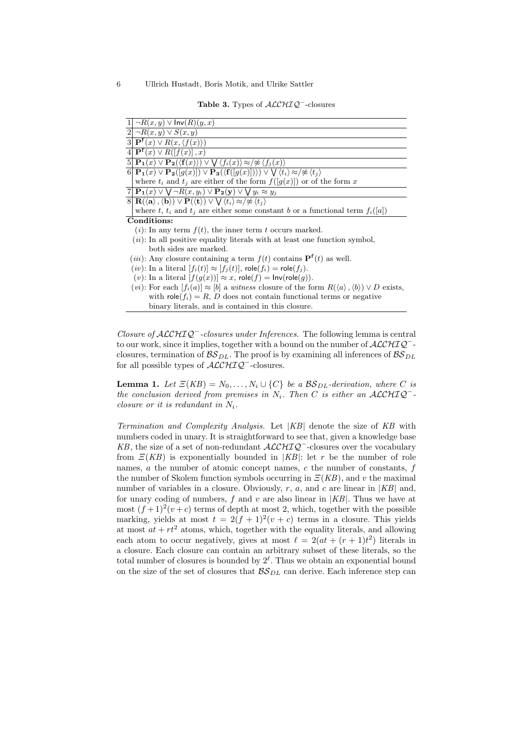**Table 3.** Types of $\mathcal{ALCHIQ}^-$-closures

| | |
|---|---|
| 1 | $\neg R(x,y) \vee \mathsf{Inv}(R)(y,x)$ |
| 2 | $\neg R(x,y) \vee S(x,y)$ |
| 3 | $\mathbf{P^f}(x) \vee R(x, \langle f(x) \rangle)$ |
| 4 | $\mathbf{P^f}(x) \vee R([f(x)], x)$ |
| 5 | $\mathbf{P_1}(x) \vee \mathbf{P_2}(\langle \mathbf{f}(x) \rangle) \vee \bigvee \langle f_i(x) \rangle \approx/\not\approx \langle f_j(x) \rangle$ |
| 6 | $\mathbf{P_1}(x) \vee \mathbf{P_2}([g(x)]) \vee \mathbf{P_3}(\langle \mathbf{f}([g(x)]) \rangle) \vee \bigvee \langle t_i \rangle \approx/\not\approx \langle t_j \rangle$ where $t_i$ and $t_j$ are either of the form $f([g(x)])$ or of the form $x$ |
| 7 | $\mathbf{P_1}(x) \vee \bigvee \neg R(x, y_i) \vee \mathbf{P_2}(\mathbf{y}) \vee \bigvee y_i \approx y_j$ |
| 8 | $\mathbf{R}(\langle \mathbf{a} \rangle, \langle \mathbf{b} \rangle) \vee \mathbf{P}(\langle \mathbf{t} \rangle) \vee \bigvee \langle t_i \rangle \approx/\not\approx \langle t_j \rangle$ where $t$, $t_i$ and $t_j$ are either some constant $b$ or a functional term $f_i([a])$ |

**Conditions:**

($i$): In any term $f(t)$, the inner term $t$ occurs marked.
($ii$): In all positive equality literals with at least one function symbol, both sides are marked.
($iii$): Any closure containing a term $f(t)$ contains $\mathbf{P^f}(t)$ as well.
($iv$): In a literal $[f_i(t)] \approx [f_j(t)]$, $\mathsf{role}(f_i) = \mathsf{role}(f_j)$.
($v$): In a literal $[f(g(x))] \approx x$, $\mathsf{role}(f) = \mathsf{Inv}(\mathsf{role}(g))$.
($vi$): For each $[f_i(a)] \approx [b]$ a *witness* closure of the form $R(\langle a \rangle, \langle b \rangle) \vee D$ exists, with $\mathsf{role}(f_i) = R$, $D$ does not contain functional terms or negative binary literals, and is contained in this closure.

*Closure of $\mathcal{ALCHIQ}^-$-closures under Inferences.* The following lemma is central to our work, since it implies, together with a bound on the number of $\mathcal{ALCHIQ}^-$-closures, termination of $\mathcal{BS}_{DL}$. The proof is by examining all inferences of $\mathcal{BS}_{DL}$ for all possible types of $\mathcal{ALCHIQ}^-$-closures.

**Lemma 1.** *Let $\Xi(KB) = N_0, \ldots, N_i \cup \{C\}$ be a $\mathcal{BS}_{DL}$-derivation, where $C$ is the conclusion derived from premises in $N_i$. Then $C$ is either an $\mathcal{ALCHIQ}^-$-closure or it is redundant in $N_i$.*

*Termination and Complexity Analysis.* Let $|KB|$ denote the size of $KB$ with numbers coded in unary. It is straightforward to see that, given a knowledge base $KB$, the size of a set of non-redundant $\mathcal{ALCHIQ}^-$-closures over the vocabulary from $\Xi(KB)$ is exponentially bounded in $|KB|$: let $r$ be the number of role names, $a$ the number of atomic concept names, $c$ the number of constants, $f$ the number of Skolem function symbols occurring in $\Xi(KB)$, and $v$ the maximal number of variables in a closure. Obviously, $r$, $a$, and $c$ are linear in $|KB|$ and, for unary coding of numbers, $f$ and $v$ are also linear in $|KB|$. Thus we have at most $(f+1)^2(v+c)$ terms of depth at most 2, which, together with the possible marking, yields at most $t = 2(f+1)^2(v+c)$ terms in a closure. This yields at most $at + rt^2$ atoms, which, together with the equality literals, and allowing each atom to occur negatively, gives at most $\ell = 2(at + (r+1)t^2)$ literals in a closure. Each closure can contain an arbitrary subset of these literals, so the total number of closures is bounded by $2^\ell$. Thus we obtain an exponential bound on the size of the set of closures that $\mathcal{BS}_{DL}$ can derive. Each inference step can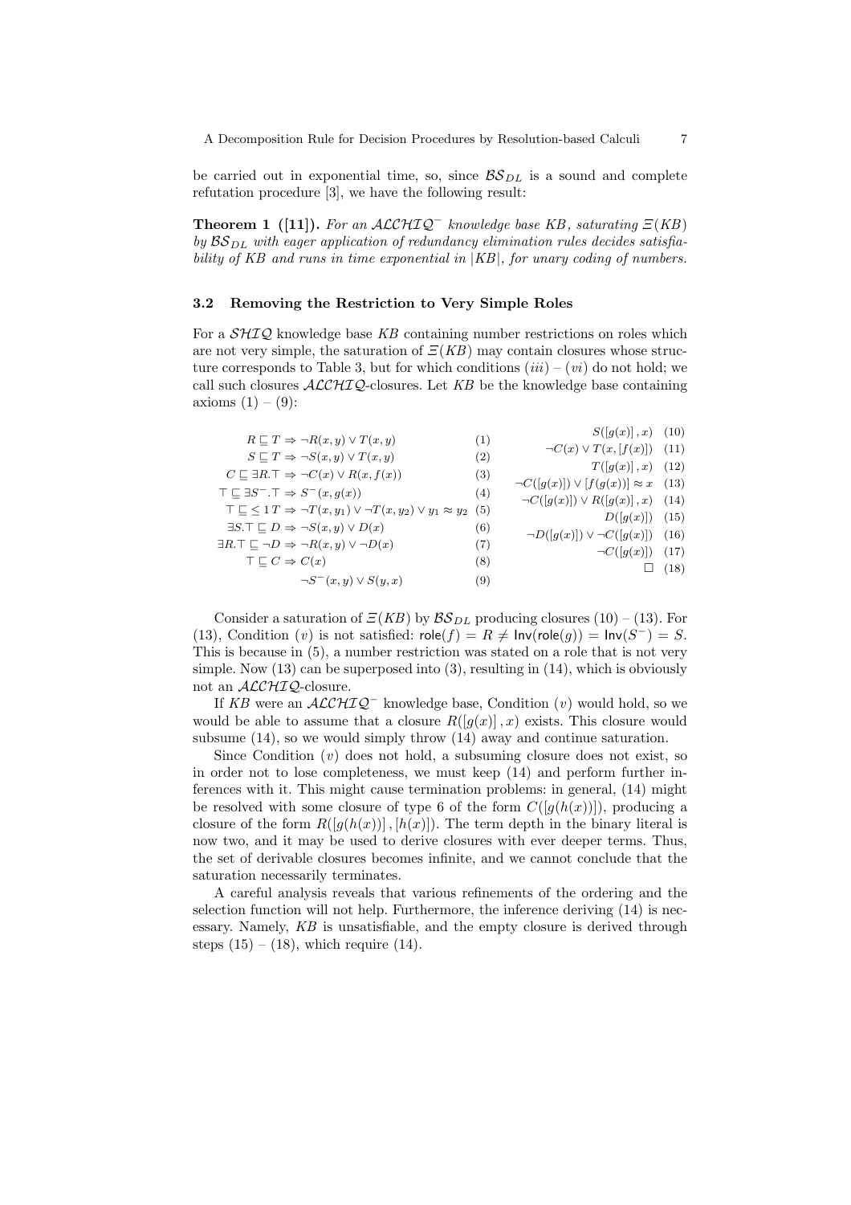be carried out in exponential time, so, since $\mathcal{BS}_{DL}$ is a sound and complete refutation procedure [3], we have the following result:

**Theorem 1 ([11]).** *For an $\mathcal{ALCHIQ}^-$ knowledge base KB, saturating $\Xi(KB)$ by $\mathcal{BS}_{DL}$ with eager application of redundancy elimination rules decides satisfiability of KB and runs in time exponential in $|KB|$, for unary coding of numbers.*

### 3.2 Removing the Restriction to Very Simple Roles

For a $\mathcal{SHIQ}$ knowledge base *KB* containing number restrictions on roles which are not very simple, the saturation of $\Xi(KB)$ may contain closures whose structure corresponds to Table 3, but for which conditions $(iii)$ – $(vi)$ do not hold; we call such closures $\mathcal{ALCHIQ}$-closures. Let *KB* be the knowledge base containing axioms (1) – (9):

$$R \sqsubseteq T \Rightarrow \neg R(x,y) \vee T(x,y) \quad (1)$$

$$S \sqsubseteq T \Rightarrow \neg S(x,y) \vee T(x,y) \quad (2)$$

$$C \sqsubseteq \exists R.\top \Rightarrow \neg C(x) \vee R(x,f(x)) \quad (3)$$

$$\top \sqsubseteq \exists S^-.\top \Rightarrow S^-(x,g(x)) \quad (4)$$

$$\top \sqsubseteq \leq 1\, T \Rightarrow \neg T(x,y_1) \vee \neg T(x,y_2) \vee y_1 \approx y_2 \quad (5)$$

$$\exists S.\top \sqsubseteq D \Rightarrow \neg S(x,y) \vee D(x) \quad (6)$$

$$\exists R.\top \sqsubseteq \neg D \Rightarrow \neg R(x,y) \vee \neg D(x) \quad (7)$$

$$\top \sqsubseteq C \Rightarrow C(x) \quad (8)$$

$$\neg S^-(x,y) \vee S(y,x) \quad (9)$$

$$S([g(x)],x) \quad (10)$$

$$\neg C(x) \vee T(x,[f(x)]) \quad (11)$$

$$T([g(x)],x) \quad (12)$$

$$\neg C([g(x)]) \vee [f(g(x))] \approx x \quad (13)$$

$$\neg C([g(x)]) \vee R([g(x)],x) \quad (14)$$

$$D([g(x)]) \quad (15)$$

$$\neg D([g(x)]) \vee \neg C([g(x)]) \quad (16)$$

$$\neg C([g(x)]) \quad (17)$$

$$\square \quad (18)$$

Consider a saturation of $\Xi(KB)$ by $\mathcal{BS}_{DL}$ producing closures (10) – (13). For (13), Condition $(v)$ is not satisfied: $\mathsf{role}(f) = R \neq \mathsf{Inv}(\mathsf{role}(g)) = \mathsf{Inv}(S^-) = S$. This is because in (5), a number restriction was stated on a role that is not very simple. Now (13) can be superposed into (3), resulting in (14), which is obviously not an $\mathcal{ALCHIQ}$-closure.

If *KB* were an $\mathcal{ALCHIQ}^-$ knowledge base, Condition $(v)$ would hold, so we would be able to assume that a closure $R([g(x)],x)$ exists. This closure would subsume (14), so we would simply throw (14) away and continue saturation.

Since Condition $(v)$ does not hold, a subsuming closure does not exist, so in order not to lose completeness, we must keep (14) and perform further inferences with it. This might cause termination problems: in general, (14) might be resolved with some closure of type 6 of the form $C([g(h(x))])$, producing a closure of the form $R([g(h(x))],[h(x)])$. The term depth in the binary literal is now two, and it may be used to derive closures with ever deeper terms. Thus, the set of derivable closures becomes infinite, and we cannot conclude that the saturation necessarily terminates.

A careful analysis reveals that various refinements of the ordering and the selection function will not help. Furthermore, the inference deriving (14) is necessary. Namely, *KB* is unsatisfiable, and the empty closure is derived through steps (15) – (18), which require (14).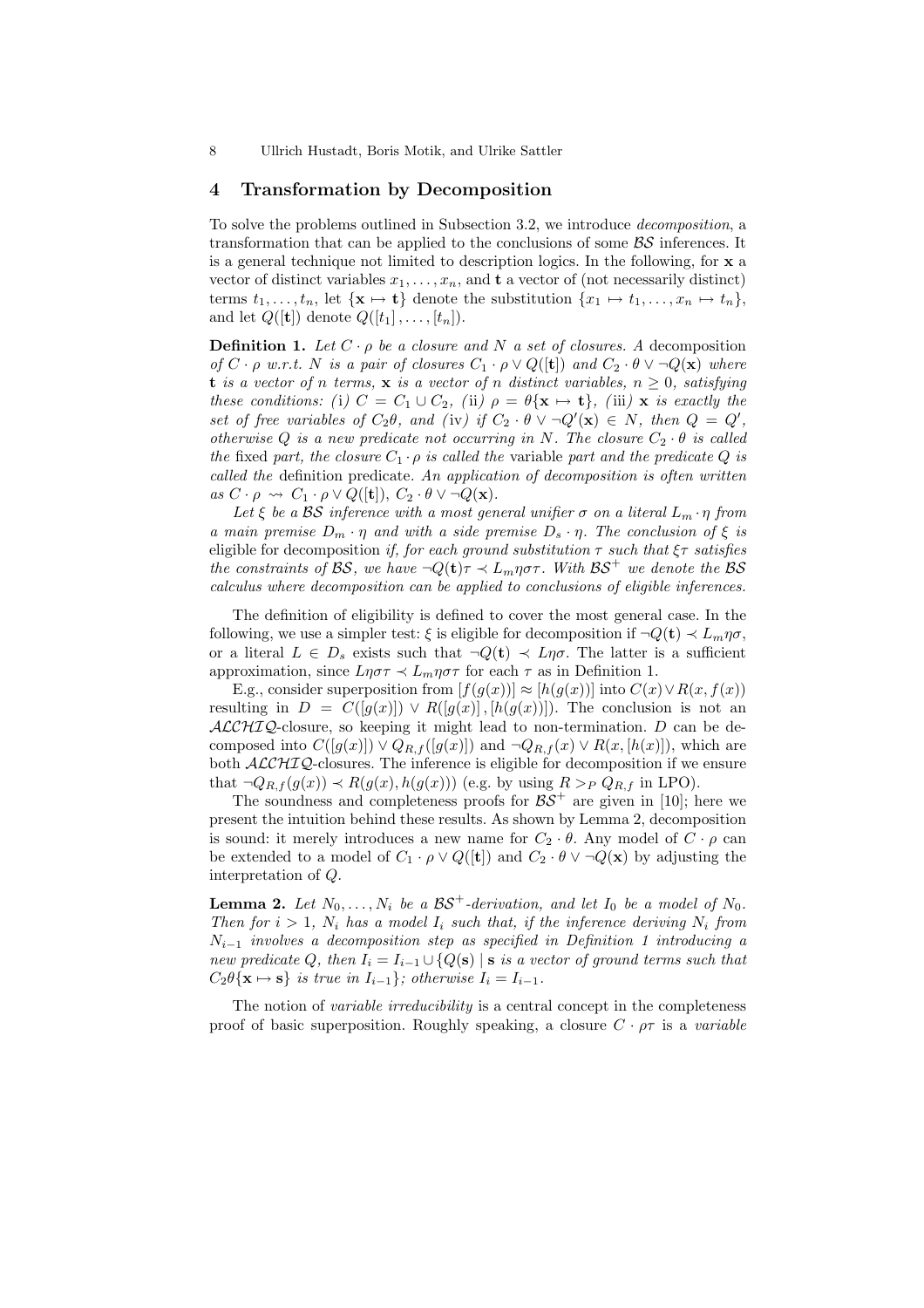## 4 Transformation by Decomposition

To solve the problems outlined in Subsection 3.2, we introduce *decomposition*, a transformation that can be applied to the conclusions of some $\mathcal{BS}$ inferences. It is a general technique not limited to description logics. In the following, for $\mathbf{x}$ a vector of distinct variables $x_1, \ldots, x_n$, and $\mathbf{t}$ a vector of (not necessarily distinct) terms $t_1, \ldots, t_n$, let $\{\mathbf{x} \mapsto \mathbf{t}\}$ denote the substitution $\{x_1 \mapsto t_1, \ldots, x_n \mapsto t_n\}$, and let $Q([\mathbf{t}])$ denote $Q([t_1], \ldots, [t_n])$.

**Definition 1.** *Let $C \cdot \rho$ be a closure and $N$ a set of closures. A* decomposition *of $C \cdot \rho$ w.r.t. $N$ is a pair of closures $C_1 \cdot \rho \vee Q([\mathbf{t}])$ and $C_2 \cdot \theta \vee \neg Q(\mathbf{x})$ where $\mathbf{t}$ is a vector of $n$ terms, $\mathbf{x}$ is a vector of $n$ distinct variables, $n \geq 0$, satisfying these conditions:* (i) *$C = C_1 \cup C_2$,* (ii) *$\rho = \theta\{\mathbf{x} \mapsto \mathbf{t}\}$,* (iii) *$\mathbf{x}$ is exactly the set of free variables of $C_2\theta$, and* (iv) *if $C_2 \cdot \theta \vee \neg Q'(\mathbf{x}) \in N$, then $Q = Q'$, otherwise $Q$ is a new predicate not occurring in $N$. The closure $C_2 \cdot \theta$ is called the* fixed *part, the closure $C_1 \cdot \rho$ is called the* variable *part and the predicate $Q$ is called the* definition predicate*. An application of decomposition is often written as $C \cdot \rho \rightsquigarrow C_1 \cdot \rho \vee Q([\mathbf{t}]),\ C_2 \cdot \theta \vee \neg Q(\mathbf{x})$.*

*Let $\xi$ be a $\mathcal{BS}$ inference with a most general unifier $\sigma$ on a literal $L_m \cdot \eta$ from a main premise $D_m \cdot \eta$ and with a side premise $D_s \cdot \eta$. The conclusion of $\xi$ is* eligible for decomposition *if, for each ground substitution $\tau$ such that $\xi\tau$ satisfies the constraints of $\mathcal{BS}$, we have $\neg Q(\mathbf{t})\tau \prec L_m\eta\sigma\tau$. With $\mathcal{BS}^+$ we denote the $\mathcal{BS}$ calculus where decomposition can be applied to conclusions of eligible inferences.*

The definition of eligibility is defined to cover the most general case. In the following, we use a simpler test: $\xi$ is eligible for decomposition if $\neg Q(\mathbf{t}) \prec L_m\eta\sigma$, or a literal $L \in D_s$ exists such that $\neg Q(\mathbf{t}) \prec L\eta\sigma$. The latter is a sufficient approximation, since $L\eta\sigma\tau \prec L_m\eta\sigma\tau$ for each $\tau$ as in Definition 1.

E.g., consider superposition from $[f(g(x))] \approx [h(g(x))]$ into $C(x) \vee R(x, f(x))$ resulting in $D = C([g(x)]) \vee R([g(x)], [h(g(x))])$. The conclusion is not an $\mathcal{ALCHIQ}$-closure, so keeping it might lead to non-termination. $D$ can be decomposed into $C([g(x)]) \vee Q_{R,f}([g(x)])$ and $\neg Q_{R,f}(x) \vee R(x, [h(x)])$, which are both $\mathcal{ALCHIQ}$-closures. The inference is eligible for decomposition if we ensure that $\neg Q_{R,f}(g(x)) \prec R(g(x), h(g(x)))$ (e.g. by using $R >_P Q_{R,f}$ in LPO).

The soundness and completeness proofs for $\mathcal{BS}^+$ are given in [10]; here we present the intuition behind these results. As shown by Lemma 2, decomposition is sound: it merely introduces a new name for $C_2 \cdot \theta$. Any model of $C \cdot \rho$ can be extended to a model of $C_1 \cdot \rho \vee Q([\mathbf{t}])$ and $C_2 \cdot \theta \vee \neg Q(\mathbf{x})$ by adjusting the interpretation of $Q$.

**Lemma 2.** *Let $N_0, \ldots, N_i$ be a $\mathcal{BS}^+$-derivation, and let $I_0$ be a model of $N_0$. Then for $i > 1$, $N_i$ has a model $I_i$ such that, if the inference deriving $N_i$ from $N_{i-1}$ involves a decomposition step as specified in Definition 1 introducing a new predicate $Q$, then $I_i = I_{i-1} \cup \{Q(\mathbf{s}) \mid \mathbf{s}$ is a vector of ground terms such that $C_2\theta\{\mathbf{x} \mapsto \mathbf{s}\}$ is true in $I_{i-1}\}$; otherwise $I_i = I_{i-1}$.*

The notion of *variable irreducibility* is a central concept in the completeness proof of basic superposition. Roughly speaking, a closure $C \cdot \rho\tau$ is a *variable*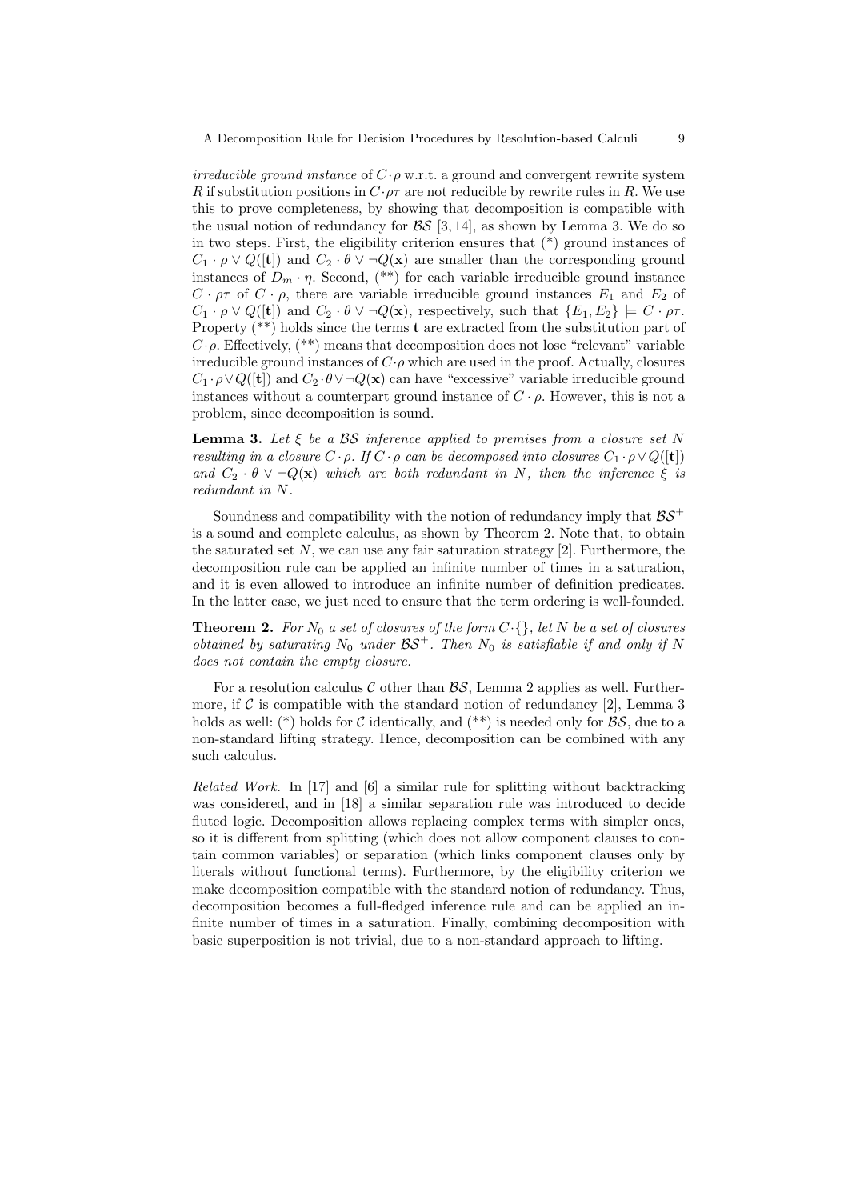*irreducible ground instance* of $C \cdot \rho$ w.r.t. a ground and convergent rewrite system $R$ if substitution positions in $C \cdot \rho\tau$ are not reducible by rewrite rules in $R$. We use this to prove completeness, by showing that decomposition is compatible with the usual notion of redundancy for $\mathcal{BS}$ [3, 14], as shown by Lemma 3. We do so in two steps. First, the eligibility criterion ensures that (*) ground instances of $C_1 \cdot \rho \vee Q([\mathbf{t}])$ and $C_2 \cdot \theta \vee \neg Q(\mathbf{x})$ are smaller than the corresponding ground instances of $D_m \cdot \eta$. Second, (**) for each variable irreducible ground instance $C \cdot \rho\tau$ of $C \cdot \rho$, there are variable irreducible ground instances $E_1$ and $E_2$ of $C_1 \cdot \rho \vee Q([\mathbf{t}])$ and $C_2 \cdot \theta \vee \neg Q(\mathbf{x})$, respectively, such that $\{E_1, E_2\} \models C \cdot \rho\tau$. Property (**) holds since the terms $\mathbf{t}$ are extracted from the substitution part of $C \cdot \rho$. Effectively, (**) means that decomposition does not lose "relevant" variable irreducible ground instances of $C \cdot \rho$ which are used in the proof. Actually, closures $C_1 \cdot \rho \vee Q([\mathbf{t}])$ and $C_2 \cdot \theta \vee \neg Q(\mathbf{x})$ can have "excessive" variable irreducible ground instances without a counterpart ground instance of $C \cdot \rho$. However, this is not a problem, since decomposition is sound.

**Lemma 3.** *Let $\xi$ be a $\mathcal{BS}$ inference applied to premises from a closure set $N$ resulting in a closure $C \cdot \rho$. If $C \cdot \rho$ can be decomposed into closures $C_1 \cdot \rho \vee Q([\mathbf{t}])$ and $C_2 \cdot \theta \vee \neg Q(\mathbf{x})$ which are both redundant in $N$, then the inference $\xi$ is redundant in $N$.*

Soundness and compatibility with the notion of redundancy imply that $\mathcal{BS}^+$ is a sound and complete calculus, as shown by Theorem 2. Note that, to obtain the saturated set $N$, we can use any fair saturation strategy [2]. Furthermore, the decomposition rule can be applied an infinite number of times in a saturation, and it is even allowed to introduce an infinite number of definition predicates. In the latter case, we just need to ensure that the term ordering is well-founded.

**Theorem 2.** *For $N_0$ a set of closures of the form $C \cdot \{\}$, let $N$ be a set of closures obtained by saturating $N_0$ under $\mathcal{BS}^+$. Then $N_0$ is satisfiable if and only if $N$ does not contain the empty closure.*

For a resolution calculus $\mathcal{C}$ other than $\mathcal{BS}$, Lemma 2 applies as well. Furthermore, if $\mathcal{C}$ is compatible with the standard notion of redundancy [2], Lemma 3 holds as well: (*) holds for $\mathcal{C}$ identically, and (**) is needed only for $\mathcal{BS}$, due to a non-standard lifting strategy. Hence, decomposition can be combined with any such calculus.

*Related Work.* In [17] and [6] a similar rule for splitting without backtracking was considered, and in [18] a similar separation rule was introduced to decide fluted logic. Decomposition allows replacing complex terms with simpler ones, so it is different from splitting (which does not allow component clauses to contain common variables) or separation (which links component clauses only by literals without functional terms). Furthermore, by the eligibility criterion we make decomposition compatible with the standard notion of redundancy. Thus, decomposition becomes a full-fledged inference rule and can be applied an infinite number of times in a saturation. Finally, combining decomposition with basic superposition is not trivial, due to a non-standard approach to lifting.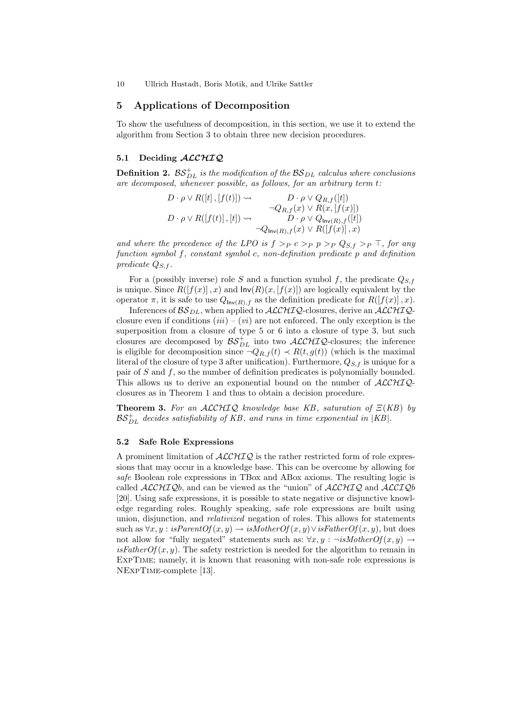## 5 Applications of Decomposition

To show the usefulness of decomposition, in this section, we use it to extend the algorithm from Section 3 to obtain three new decision procedures.

### 5.1 Deciding $\mathcal{ALCHIQ}$

**Definition 2.** *$\mathcal{BS}_{DL}^{+}$ is the modification of the $\mathcal{BS}_{DL}$ calculus where conclusions are decomposed, whenever possible, as follows, for an arbitrary term $t$:*

$$
\begin{array}{ll}
D \cdot \rho \vee R([t], [f(t)]) \rightsquigarrow & D \cdot \rho \vee Q_{R,f}([t]) \\
& \neg Q_{R,f}(x) \vee R(x, [f(x)]) \\
D \cdot \rho \vee R([f(t)], [t]) \rightsquigarrow & D \cdot \rho \vee Q_{\mathsf{Inv}(R),f}([t]) \\
& \neg Q_{\mathsf{Inv}(R),f}(x) \vee R([f(x)], x)
\end{array}
$$

*and where the precedence of the LPO is $f >_P c >_P p >_P Q_{S,f} >_P \top$, for any function symbol $f$, constant symbol $c$, non-definition predicate $p$ and definition predicate $Q_{S,f}$.*

For a (possibly inverse) role $S$ and a function symbol $f$, the predicate $Q_{S,f}$ is unique. Since $R([f(x)], x)$ and $\mathsf{Inv}(R)(x, [f(x)])$ are logically equivalent by the operator $\pi$, it is safe to use $Q_{\mathsf{Inv}(R),f}$ as the definition predicate for $R([f(x)], x)$.

Inferences of $\mathcal{BS}_{DL}$, when applied to $\mathcal{ALCHIQ}$-closures, derive an $\mathcal{ALCHIQ}$-closure even if conditions $(iii)$ – $(vi)$ are not enforced. The only exception is the superposition from a closure of type 5 or 6 into a closure of type 3, but such closures are decomposed by $\mathcal{BS}_{DL}^{+}$ into two $\mathcal{ALCHIQ}$-closures; the inference is eligible for decomposition since $\neg Q_{R,f}(t) \prec R(t, g(t))$ (which is the maximal literal of the closure of type 3 after unification). Furthermore, $Q_{S,f}$ is unique for a pair of $S$ and $f$, so the number of definition predicates is polynomially bounded. This allows us to derive an exponential bound on the number of $\mathcal{ALCHIQ}$-closures as in Theorem 1 and thus to obtain a decision procedure.

**Theorem 3.** *For an $\mathcal{ALCHIQ}$ knowledge base $KB$, saturation of $\Xi(KB)$ by $\mathcal{BS}_{DL}^{+}$ decides satisfiability of $KB$, and runs in time exponential in $|KB|$.*

### 5.2 Safe Role Expressions

A prominent limitation of $\mathcal{ALCHIQ}$ is the rather restricted form of role expressions that may occur in a knowledge base. This can be overcome by allowing for *safe* Boolean role expressions in TBox and ABox axioms. The resulting logic is called $\mathcal{ALCHIQ}b$, and can be viewed as the "union" of $\mathcal{ALCHIQ}$ and $\mathcal{ALCIQ}b$ [20]. Using safe expressions, it is possible to state negative or disjunctive knowledge regarding roles. Roughly speaking, safe role expressions are built using union, disjunction, and *relativized* negation of roles. This allows for statements such as $\forall x, y : \mathit{isParentOf}(x, y) \rightarrow \mathit{isMotherOf}(x, y) \vee \mathit{isFatherOf}(x, y)$, but does not allow for "fully negated" statements such as: $\forall x, y : \neg \mathit{isMotherOf}(x, y) \rightarrow \mathit{isFatherOf}(x, y)$. The safety restriction is needed for the algorithm to remain in ExpTime; namely, it is known that reasoning with non-safe role expressions is NExpTime-complete [13].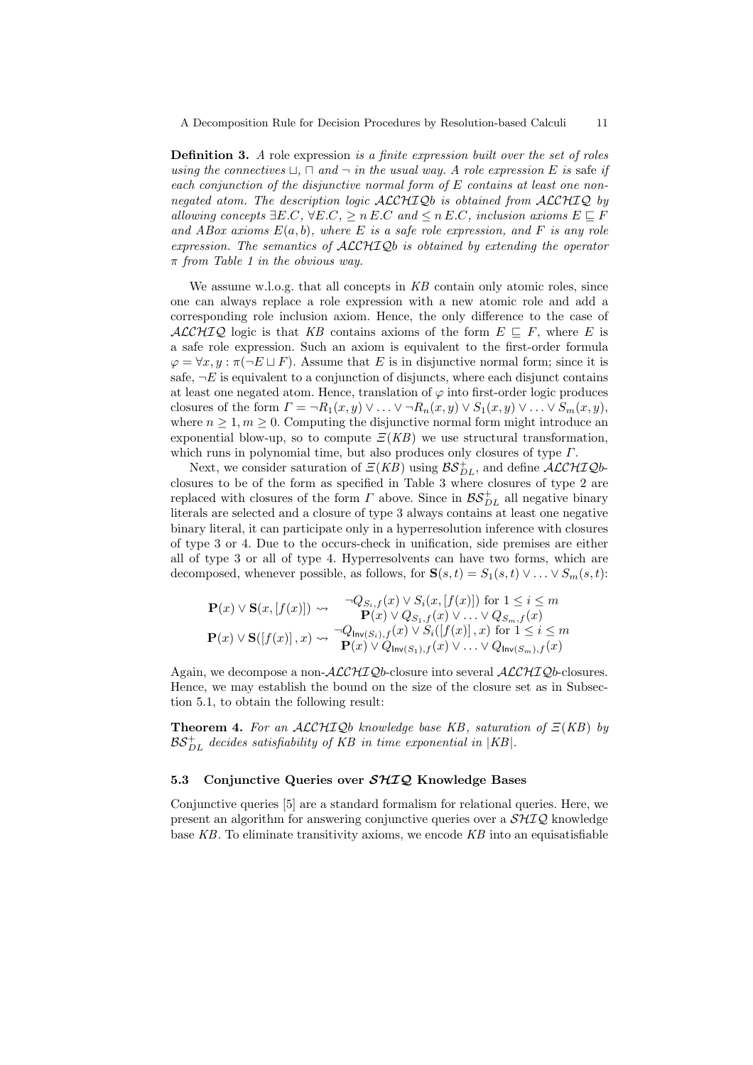**Definition 3.** *A* role expression *is a finite expression built over the set of roles using the connectives $\sqcup$, $\sqcap$ and $\neg$ in the usual way. A role expression $E$ is* safe *if each conjunction of the disjunctive normal form of $E$ contains at least one non-negated atom. The description logic $\mathcal{ALCHIQ}b$ is obtained from $\mathcal{ALCHIQ}$ by allowing concepts $\exists E.C$, $\forall E.C$, $\geq n\, E.C$ and $\leq n\, E.C$, inclusion axioms $E \sqsubseteq F$ and ABox axioms $E(a, b)$, where $E$ is a safe role expression, and $F$ is any role expression. The semantics of $\mathcal{ALCHIQ}b$ is obtained by extending the operator $\pi$ from Table 1 in the obvious way.*

We assume w.l.o.g. that all concepts in $KB$ contain only atomic roles, since one can always replace a role expression with a new atomic role and add a corresponding role inclusion axiom. Hence, the only difference to the case of $\mathcal{ALCHIQ}$ logic is that $KB$ contains axioms of the form $E \sqsubseteq F$, where $E$ is a safe role expression. Such an axiom is equivalent to the first-order formula $\varphi = \forall x, y : \pi(\neg E \sqcup F)$. Assume that $E$ is in disjunctive normal form; since it is safe, $\neg E$ is equivalent to a conjunction of disjuncts, where each disjunct contains at least one negated atom. Hence, translation of $\varphi$ into first-order logic produces closures of the form $\Gamma = \neg R_1(x, y) \vee \ldots \vee \neg R_n(x, y) \vee S_1(x, y) \vee \ldots \vee S_m(x, y)$, where $n \geq 1, m \geq 0$. Computing the disjunctive normal form might introduce an exponential blow-up, so to compute $\Xi(KB)$ we use structural transformation, which runs in polynomial time, but also produces only closures of type $\Gamma$.

Next, we consider saturation of $\Xi(KB)$ using $\mathcal{BS}^{+}_{DL}$, and define $\mathcal{ALCHIQ}b$-closures to be of the form as specified in Table 3 where closures of type 2 are replaced with closures of the form $\Gamma$ above. Since in $\mathcal{BS}^{+}_{DL}$ all negative binary literals are selected and a closure of type 3 always contains at least one negative binary literal, it can participate only in a hyperresolution inference with closures of type 3 or 4. Due to the occurs-check in unification, side premises are either all of type 3 or all of type 4. Hyperresolvents can have two forms, which are decomposed, whenever possible, as follows, for $\mathbf{S}(s, t) = S_1(s, t) \vee \ldots \vee S_m(s, t)$:

$$\mathbf{P}(x) \vee \mathbf{S}(x, [f(x)]) \rightsquigarrow \begin{array}{c} \neg Q_{S_i,f}(x) \vee S_i(x, [f(x)]) \text{ for } 1 \leq i \leq m \\ \mathbf{P}(x) \vee Q_{S_1,f}(x) \vee \ldots \vee Q_{S_m,f}(x) \end{array}$$

$$\mathbf{P}(x) \vee \mathbf{S}([f(x)], x) \rightsquigarrow \begin{array}{c} \neg Q_{\mathsf{Inv}(S_i),f}(x) \vee S_i([f(x)], x) \text{ for } 1 \leq i \leq m \\ \mathbf{P}(x) \vee Q_{\mathsf{Inv}(S_1),f}(x) \vee \ldots \vee Q_{\mathsf{Inv}(S_m),f}(x) \end{array}$$

Again, we decompose a non-$\mathcal{ALCHIQ}b$-closure into several $\mathcal{ALCHIQ}b$-closures. Hence, we may establish the bound on the size of the closure set as in Subsection 5.1, to obtain the following result:

**Theorem 4.** *For an $\mathcal{ALCHIQ}b$ knowledge base $KB$, saturation of $\Xi(KB)$ by $\mathcal{BS}^{+}_{DL}$ decides satisfiability of $KB$ in time exponential in $|KB|$.*

### 5.3 Conjunctive Queries over $\mathcal{SHIQ}$ Knowledge Bases

Conjunctive queries [5] are a standard formalism for relational queries. Here, we present an algorithm for answering conjunctive queries over a $\mathcal{SHIQ}$ knowledge base $KB$. To eliminate transitivity axioms, we encode $KB$ into an equisatisfiable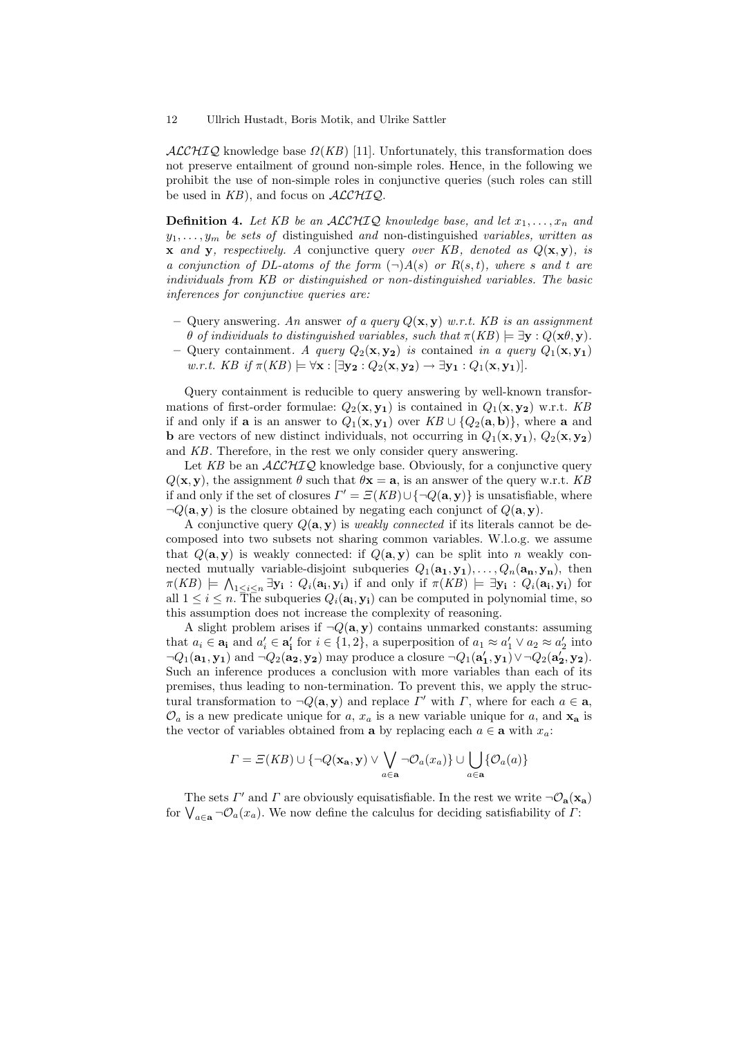$\mathcal{ALCHIQ}$ knowledge base $\Omega(KB)$ [11]. Unfortunately, this transformation does not preserve entailment of ground non-simple roles. Hence, in the following we prohibit the use of non-simple roles in conjunctive queries (such roles can still be used in $KB$), and focus on $\mathcal{ALCHIQ}$.

**Definition 4.** *Let $KB$ be an $\mathcal{ALCHIQ}$ knowledge base, and let $x_1, \ldots, x_n$ and $y_1, \ldots, y_m$ be sets of* distinguished *and* non-distinguished *variables, written as* $\mathbf{x}$ *and* $\mathbf{y}$*, respectively. A* conjunctive query *over KB, denoted as $Q(\mathbf{x}, \mathbf{y})$, is a conjunction of DL-atoms of the form $(\neg)A(s)$ or $R(s, t)$, where $s$ and $t$ are individuals from KB or distinguished or non-distinguished variables. The basic inferences for conjunctive queries are:*

- Query answering. *An* answer *of a query $Q(\mathbf{x}, \mathbf{y})$ w.r.t. KB is an assignment $\theta$ of individuals to distinguished variables, such that $\pi(KB) \models \exists \mathbf{y} : Q(\mathbf{x}\theta, \mathbf{y})$.*
- Query containment. *A query $Q_2(\mathbf{x}, \mathbf{y_2})$ is* contained *in a query $Q_1(\mathbf{x}, \mathbf{y_1})$ w.r.t. KB if $\pi(KB) \models \forall \mathbf{x} : [\exists \mathbf{y_2} : Q_2(\mathbf{x}, \mathbf{y_2}) \rightarrow \exists \mathbf{y_1} : Q_1(\mathbf{x}, \mathbf{y_1})]$.*

Query containment is reducible to query answering by well-known transformations of first-order formulae: $Q_2(\mathbf{x}, \mathbf{y_1})$ is contained in $Q_1(\mathbf{x}, \mathbf{y_2})$ w.r.t. $KB$ if and only if $\mathbf{a}$ is an answer to $Q_1(\mathbf{x}, \mathbf{y_1})$ over $KB \cup \{Q_2(\mathbf{a}, \mathbf{b})\}$, where $\mathbf{a}$ and $\mathbf{b}$ are vectors of new distinct individuals, not occurring in $Q_1(\mathbf{x}, \mathbf{y_1})$, $Q_2(\mathbf{x}, \mathbf{y_2})$ and $KB$. Therefore, in the rest we only consider query answering.

Let $KB$ be an $\mathcal{ALCHIQ}$ knowledge base. Obviously, for a conjunctive query $Q(\mathbf{x}, \mathbf{y})$, the assignment $\theta$ such that $\theta\mathbf{x} = \mathbf{a}$, is an answer of the query w.r.t. $KB$ if and only if the set of closures $\Gamma' = \Xi(KB) \cup \{\neg Q(\mathbf{a}, \mathbf{y})\}$ is unsatisfiable, where $\neg Q(\mathbf{a}, \mathbf{y})$ is the closure obtained by negating each conjunct of $Q(\mathbf{a}, \mathbf{y})$.

A conjunctive query $Q(\mathbf{a}, \mathbf{y})$ is *weakly connected* if its literals cannot be decomposed into two subsets not sharing common variables. W.l.o.g. we assume that $Q(\mathbf{a}, \mathbf{y})$ is weakly connected: if $Q(\mathbf{a}, \mathbf{y})$ can be split into $n$ weakly connected mutually variable-disjoint subqueries $Q_1(\mathbf{a_1}, \mathbf{y_1}), \ldots, Q_n(\mathbf{a_n}, \mathbf{y_n})$, then $\pi(KB) \models \bigwedge_{1 \leq i \leq n} \exists \mathbf{y_i} : Q_i(\mathbf{a_i}, \mathbf{y_i})$ if and only if $\pi(KB) \models \exists \mathbf{y_i} : Q_i(\mathbf{a_i}, \mathbf{y_i})$ for all $1 \leq i \leq n$. The subqueries $Q_i(\mathbf{a_i}, \mathbf{y_i})$ can be computed in polynomial time, so this assumption does not increase the complexity of reasoning.

A slight problem arises if $\neg Q(\mathbf{a}, \mathbf{y})$ contains unmarked constants: assuming that $a_i \in \mathbf{a_i}$ and $a'_i \in \mathbf{a'_i}$ for $i \in \{1, 2\}$, a superposition of $a_1 \approx a'_1 \vee a_2 \approx a'_2$ into $\neg Q_1(\mathbf{a_1}, \mathbf{y_1})$ and $\neg Q_2(\mathbf{a_2}, \mathbf{y_2})$ may produce a closure $\neg Q_1(\mathbf{a'_1}, \mathbf{y_1}) \vee \neg Q_2(\mathbf{a'_2}, \mathbf{y_2})$. Such an inference produces a conclusion with more variables than each of its premises, thus leading to non-termination. To prevent this, we apply the structural transformation to $\neg Q(\mathbf{a}, \mathbf{y})$ and replace $\Gamma'$ with $\Gamma$, where for each $a \in \mathbf{a}$, $\mathcal{O}_a$ is a new predicate unique for $a$, $x_a$ is a new variable unique for $a$, and $\mathbf{x_a}$ is the vector of variables obtained from $\mathbf{a}$ by replacing each $a \in \mathbf{a}$ with $x_a$:

$$\Gamma = \Xi(KB) \cup \{\neg Q(\mathbf{x_a}, \mathbf{y}) \vee \bigvee_{a \in \mathbf{a}} \neg \mathcal{O}_a(x_a)\} \cup \bigcup_{a \in \mathbf{a}} \{\mathcal{O}_a(a)\}$$

The sets $\Gamma'$ and $\Gamma$ are obviously equisatisfiable. In the rest we write $\neg \mathcal{O}_\mathbf{a}(\mathbf{x_a})$ for $\bigvee_{a \in \mathbf{a}} \neg \mathcal{O}_a(x_a)$. We now define the calculus for deciding satisfiability of $\Gamma$: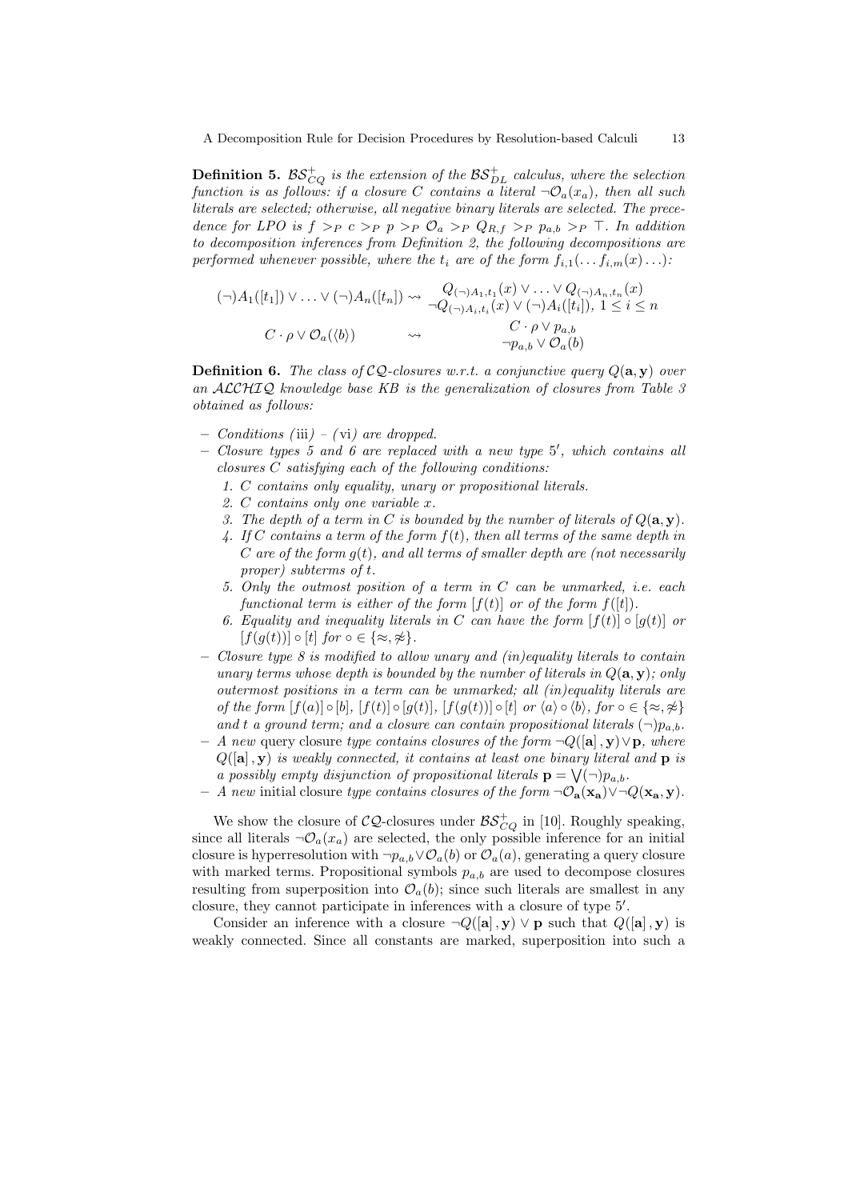**Definition 5.** $\mathcal{BS}^+_{CQ}$ *is the extension of the* $\mathcal{BS}^+_{DL}$ *calculus, where the selection function is as follows: if a closure* $C$ *contains a literal* $\neg\mathcal{O}_a(x_a)$*, then all such literals are selected; otherwise, all negative binary literals are selected. The precedence for LPO is* $f >_P c >_P p >_P \mathcal{O}_a >_P Q_{R,f} >_P p_{a,b} >_P \top$*. In addition to decomposition inferences from Definition 2, the following decompositions are performed whenever possible, where the* $t_i$ *are of the form* $f_{i,1}(\ldots f_{i,m}(x)\ldots)$*:*

$$(\neg)A_1([t_1]) \vee \ldots \vee (\neg)A_n([t_n]) \rightsquigarrow \begin{array}{c} Q_{(\neg)A_1,t_1}(x) \vee \ldots \vee Q_{(\neg)A_n,t_n}(x) \\ \neg Q_{(\neg)A_i,t_i}(x) \vee (\neg)A_i([t_i]),\ 1 \leq i \leq n \end{array}$$

$$C \cdot \rho \vee \mathcal{O}_a(\langle b \rangle) \rightsquigarrow \begin{array}{c} C \cdot \rho \vee p_{a,b} \\ \neg p_{a,b} \vee \mathcal{O}_a(b) \end{array}$$

**Definition 6.** *The class of* $\mathcal{CQ}$*-closures w.r.t. a conjunctive query* $Q(\mathbf{a},\mathbf{y})$ *over an* $\mathcal{ALCHIQ}$ *knowledge base KB is the generalization of closures from Table 3 obtained as follows:*

- *Conditions (*iii*) – (*vi*) are dropped.*
- *Closure types 5 and 6 are replaced with a new type* $5'$*, which contains all closures* $C$ *satisfying each of the following conditions:*
  1. *$C$ contains only equality, unary or propositional literals.*
  2. *$C$ contains only one variable $x$.*
  3. *The depth of a term in $C$ is bounded by the number of literals of $Q(\mathbf{a},\mathbf{y})$.*
  4. *If $C$ contains a term of the form $f(t)$, then all terms of the same depth in $C$ are of the form $g(t)$, and all terms of smaller depth are (not necessarily proper) subterms of $t$.*
  5. *Only the outmost position of a term in $C$ can be unmarked, i.e. each functional term is either of the form $[f(t)]$ or of the form $f([t])$.*
  6. *Equality and inequality literals in $C$ can have the form $[f(t)] \circ [g(t)]$ or $[f(g(t))] \circ [t]$ for $\circ \in \{\approx, \not\approx\}$.*
- *Closure type 8 is modified to allow unary and (in)equality literals to contain unary terms whose depth is bounded by the number of literals in $Q(\mathbf{a},\mathbf{y})$; only outermost positions in a term can be unmarked; all (in)equality literals are of the form $[f(a)] \circ [b]$, $[f(t)] \circ [g(t)]$, $[f(g(t))] \circ [t]$ or $\langle a \rangle \circ \langle b \rangle$, for $\circ \in \{\approx, \not\approx\}$ and $t$ a ground term; and a closure can contain propositional literals $(\neg)p_{a,b}$.*
- *A new* query closure *type contains closures of the form $\neg Q([\mathbf{a}],\mathbf{y}) \vee \mathbf{p}$, where $Q([\mathbf{a}],\mathbf{y})$ is weakly connected, it contains at least one binary literal and $\mathbf{p}$ is a possibly empty disjunction of propositional literals $\mathbf{p} = \bigvee(\neg)p_{a,b}$.*
- *A new* initial closure *type contains closures of the form $\neg\mathcal{O}_\mathbf{a}(\mathbf{x_a}) \vee \neg Q(\mathbf{x_a},\mathbf{y})$.*

We show the closure of $\mathcal{CQ}$-closures under $\mathcal{BS}^+_{CQ}$ in [10]. Roughly speaking, since all literals $\neg\mathcal{O}_a(x_a)$ are selected, the only possible inference for an initial closure is hyperresolution with $\neg p_{a,b} \vee \mathcal{O}_a(b)$ or $\mathcal{O}_a(a)$, generating a query closure with marked terms. Propositional symbols $p_{a,b}$ are used to decompose closures resulting from superposition into $\mathcal{O}_a(b)$; since such literals are smallest in any closure, they cannot participate in inferences with a closure of type $5'$.

Consider an inference with a closure $\neg Q([\mathbf{a}],\mathbf{y}) \vee \mathbf{p}$ such that $Q([\mathbf{a}],\mathbf{y})$ is weakly connected. Since all constants are marked, superposition into such a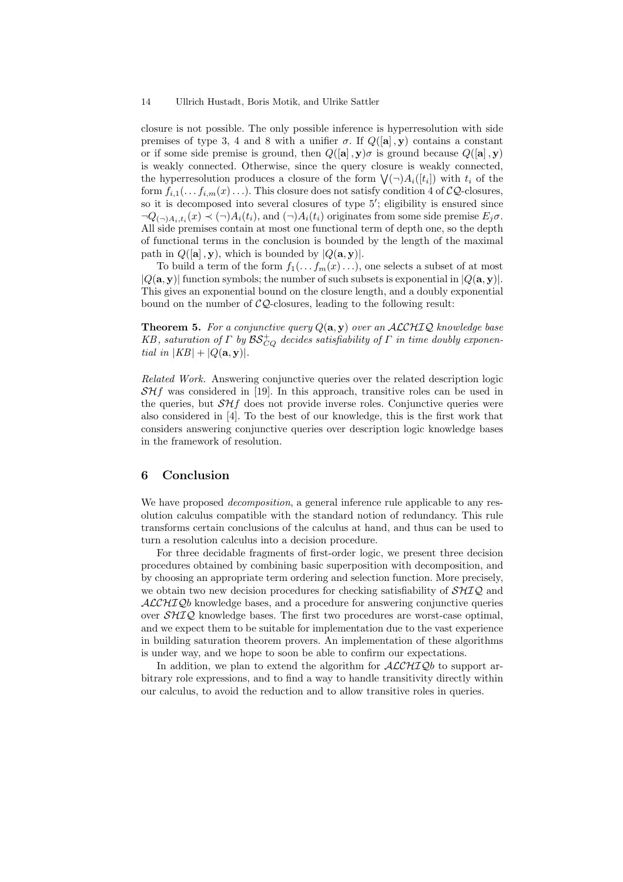closure is not possible. The only possible inference is hyperresolution with side premises of type 3, 4 and 8 with a unifier $\sigma$. If $Q([\mathbf{a}], \mathbf{y})$ contains a constant or if some side premise is ground, then $Q([\mathbf{a}], \mathbf{y})\sigma$ is ground because $Q([\mathbf{a}], \mathbf{y})$ is weakly connected. Otherwise, since the query closure is weakly connected, the hyperresolution produces a closure of the form $\bigvee(\neg)A_i([t_i])$ with $t_i$ of the form $f_{i,1}(\ldots f_{i,m}(x)\ldots)$. This closure does not satisfy condition 4 of $\mathcal{CQ}$-closures, so it is decomposed into several closures of type $5'$; eligibility is ensured since $\neg Q_{(\neg)A_i,t_i}(x) \prec (\neg)A_i(t_i)$, and $(\neg)A_i(t_i)$ originates from some side premise $E_j\sigma$. All side premises contain at most one functional term of depth one, so the depth of functional terms in the conclusion is bounded by the length of the maximal path in $Q([\mathbf{a}], \mathbf{y})$, which is bounded by $|Q(\mathbf{a}, \mathbf{y})|$.

To build a term of the form $f_1(\ldots f_m(x)\ldots)$, one selects a subset of at most $|Q(\mathbf{a}, \mathbf{y})|$ function symbols; the number of such subsets is exponential in $|Q(\mathbf{a}, \mathbf{y})|$. This gives an exponential bound on the closure length, and a doubly exponential bound on the number of $\mathcal{CQ}$-closures, leading to the following result:

**Theorem 5.** *For a conjunctive query $Q(\mathbf{a}, \mathbf{y})$ over an $\mathcal{ALCHIQ}$ knowledge base $KB$, saturation of $\Gamma$ by $\mathcal{BS}^+_{CQ}$ decides satisfiability of $\Gamma$ in time doubly exponential in $|KB| + |Q(\mathbf{a}, \mathbf{y})|$.*

*Related Work.* Answering conjunctive queries over the related description logic $\mathcal{SH}f$ was considered in [19]. In this approach, transitive roles can be used in the queries, but $\mathcal{SH}f$ does not provide inverse roles. Conjunctive queries were also considered in [4]. To the best of our knowledge, this is the first work that considers answering conjunctive queries over description logic knowledge bases in the framework of resolution.

## 6 Conclusion

We have proposed *decomposition*, a general inference rule applicable to any resolution calculus compatible with the standard notion of redundancy. This rule transforms certain conclusions of the calculus at hand, and thus can be used to turn a resolution calculus into a decision procedure.

For three decidable fragments of first-order logic, we present three decision procedures obtained by combining basic superposition with decomposition, and by choosing an appropriate term ordering and selection function. More precisely, we obtain two new decision procedures for checking satisfiability of $\mathcal{SHIQ}$ and $\mathcal{ALCHIQ}b$ knowledge bases, and a procedure for answering conjunctive queries over $\mathcal{SHIQ}$ knowledge bases. The first two procedures are worst-case optimal, and we expect them to be suitable for implementation due to the vast experience in building saturation theorem provers. An implementation of these algorithms is under way, and we hope to soon be able to confirm our expectations.

In addition, we plan to extend the algorithm for $\mathcal{ALCHIQ}b$ to support arbitrary role expressions, and to find a way to handle transitivity directly within our calculus, to avoid the reduction and to allow transitive roles in queries.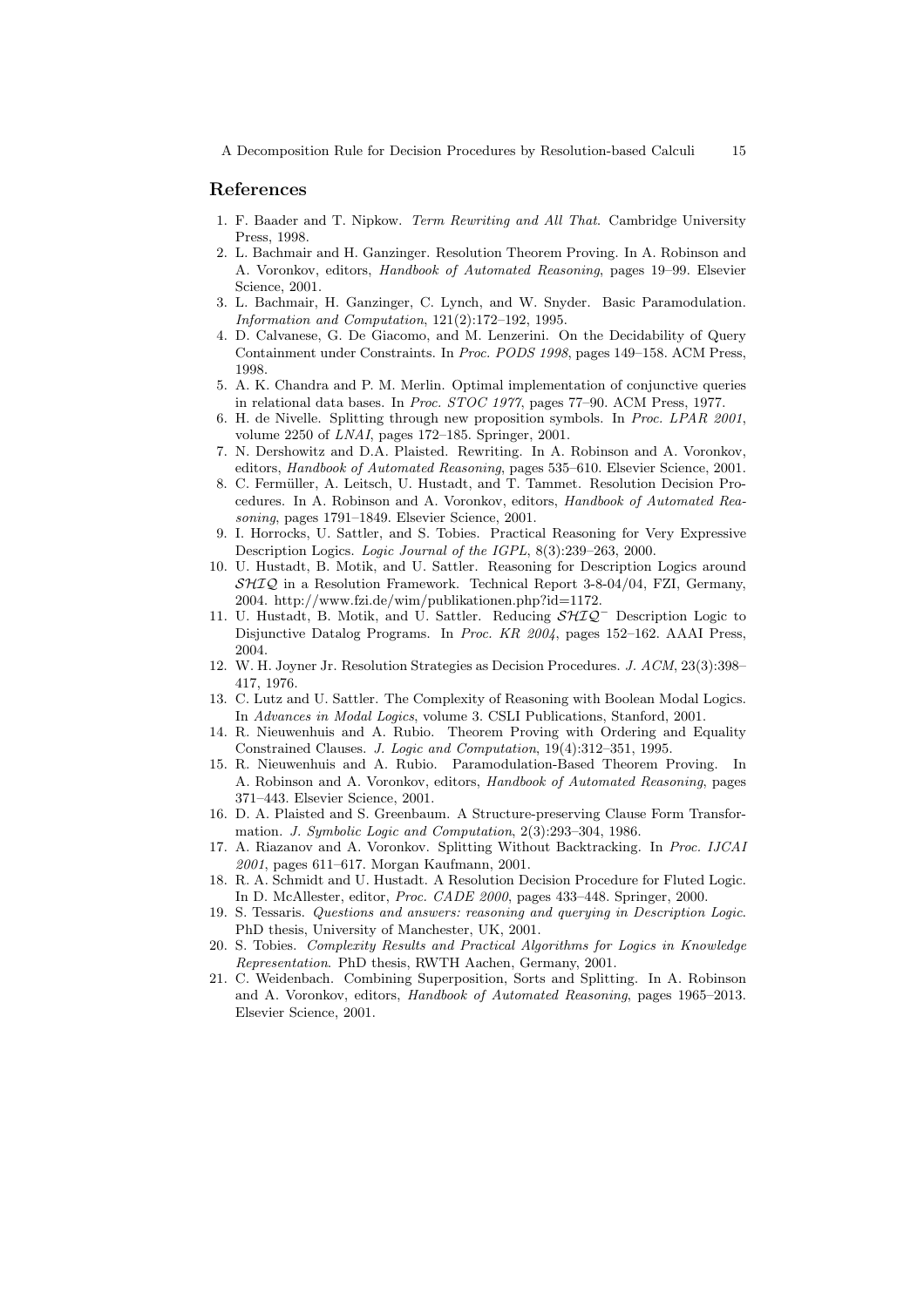## References

1. F. Baader and T. Nipkow. *Term Rewriting and All That*. Cambridge University Press, 1998.
2. L. Bachmair and H. Ganzinger. Resolution Theorem Proving. In A. Robinson and A. Voronkov, editors, *Handbook of Automated Reasoning*, pages 19–99. Elsevier Science, 2001.
3. L. Bachmair, H. Ganzinger, C. Lynch, and W. Snyder. Basic Paramodulation. *Information and Computation*, 121(2):172–192, 1995.
4. D. Calvanese, G. De Giacomo, and M. Lenzerini. On the Decidability of Query Containment under Constraints. In *Proc. PODS 1998*, pages 149–158. ACM Press, 1998.
5. A. K. Chandra and P. M. Merlin. Optimal implementation of conjunctive queries in relational data bases. In *Proc. STOC 1977*, pages 77–90. ACM Press, 1977.
6. H. de Nivelle. Splitting through new proposition symbols. In *Proc. LPAR 2001*, volume 2250 of *LNAI*, pages 172–185. Springer, 2001.
7. N. Dershowitz and D.A. Plaisted. Rewriting. In A. Robinson and A. Voronkov, editors, *Handbook of Automated Reasoning*, pages 535–610. Elsevier Science, 2001.
8. C. Fermüller, A. Leitsch, U. Hustadt, and T. Tammet. Resolution Decision Procedures. In A. Robinson and A. Voronkov, editors, *Handbook of Automated Reasoning*, pages 1791–1849. Elsevier Science, 2001.
9. I. Horrocks, U. Sattler, and S. Tobies. Practical Reasoning for Very Expressive Description Logics. *Logic Journal of the IGPL*, 8(3):239–263, 2000.
10. U. Hustadt, B. Motik, and U. Sattler. Reasoning for Description Logics around $\mathcal{SHIQ}$ in a Resolution Framework. Technical Report 3-8-04/04, FZI, Germany, 2004. http://www.fzi.de/wim/publikationen.php?id=1172.
11. U. Hustadt, B. Motik, and U. Sattler. Reducing $\mathcal{SHIQ}^-$ Description Logic to Disjunctive Datalog Programs. In *Proc. KR 2004*, pages 152–162. AAAI Press, 2004.
12. W. H. Joyner Jr. Resolution Strategies as Decision Procedures. *J. ACM*, 23(3):398–417, 1976.
13. C. Lutz and U. Sattler. The Complexity of Reasoning with Boolean Modal Logics. In *Advances in Modal Logics*, volume 3. CSLI Publications, Stanford, 2001.
14. R. Nieuwenhuis and A. Rubio. Theorem Proving with Ordering and Equality Constrained Clauses. *J. Logic and Computation*, 19(4):312–351, 1995.
15. R. Nieuwenhuis and A. Rubio. Paramodulation-Based Theorem Proving. In A. Robinson and A. Voronkov, editors, *Handbook of Automated Reasoning*, pages 371–443. Elsevier Science, 2001.
16. D. A. Plaisted and S. Greenbaum. A Structure-preserving Clause Form Transformation. *J. Symbolic Logic and Computation*, 2(3):293–304, 1986.
17. A. Riazanov and A. Voronkov. Splitting Without Backtracking. In *Proc. IJCAI 2001*, pages 611–617. Morgan Kaufmann, 2001.
18. R. A. Schmidt and U. Hustadt. A Resolution Decision Procedure for Fluted Logic. In D. McAllester, editor, *Proc. CADE 2000*, pages 433–448. Springer, 2000.
19. S. Tessaris. *Questions and answers: reasoning and querying in Description Logic*. PhD thesis, University of Manchester, UK, 2001.
20. S. Tobies. *Complexity Results and Practical Algorithms for Logics in Knowledge Representation*. PhD thesis, RWTH Aachen, Germany, 2001.
21. C. Weidenbach. Combining Superposition, Sorts and Splitting. In A. Robinson and A. Voronkov, editors, *Handbook of Automated Reasoning*, pages 1965–2013. Elsevier Science, 2001.